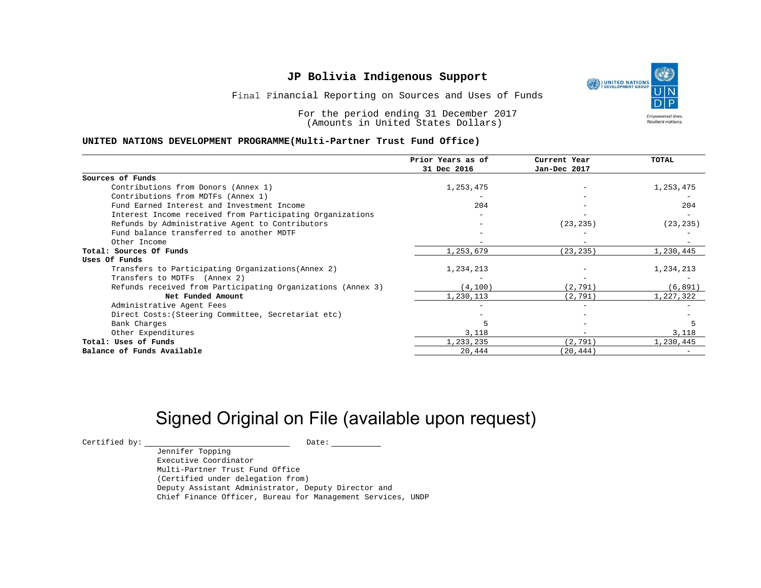# JP Bolivia Indigenous Support

Final Financial Reporting on Sources and Uses of Funds

For the period ending 31 December 2017
(Amounts in United States Dollars)

**UNITED NATIONS DEVELOPMENT PROGRAMME(Multi-Partner Trust Fund Office)**

| | Prior Years as of 31 Dec 2016 | Current Year Jan-Dec 2017 | TOTAL |
|---|---|---|---|
| **Sources of Funds** | | | |
| Contributions from Donors (Annex 1) | 1,253,475 | - | 1,253,475 |
| Contributions from MDTFs (Annex 1) | - | - | - |
| Fund Earned Interest and Investment Income | 204 | - | 204 |
| Interest Income received from Participating Organizations | - | - | - |
| Refunds by Administrative Agent to Contributors | - | (23,235) | (23,235) |
| Fund balance transferred to another MDTF | - | - | - |
| Other Income | - | - | - |
| **Total: Sources Of Funds** | 1,253,679 | (23,235) | 1,230,445 |
| **Uses Of Funds** | | | |
| Transfers to Participating Organizations(Annex 2) | 1,234,213 | - | 1,234,213 |
| Transfers to MDTFs (Annex 2) | - | - | - |
| Refunds received from Participating Organizations (Annex 3) | (4,100) | (2,791) | (6,891) |
| **Net Funded Amount** | 1,230,113 | (2,791) | 1,227,322 |
| Administrative Agent Fees | - | - | - |
| Direct Costs:(Steering Committee, Secretariat etc) | - | - | - |
| Bank Charges | 5 | - | 5 |
| Other Expenditures | 3,118 | - | 3,118 |
| **Total: Uses of Funds** | 1,233,235 | (2,791) | 1,230,445 |
| **Balance of Funds Available** | 20,444 | (20,444) | - |

Signed Original on File (available upon request)

Certified by: ______________________ Date: __________

Jennifer Topping
Executive Coordinator
Multi-Partner Trust Fund Office
(Certified under delegation from)
Deputy Assistant Administrator, Deputy Director and
Chief Finance Officer, Bureau for Management Services, UNDP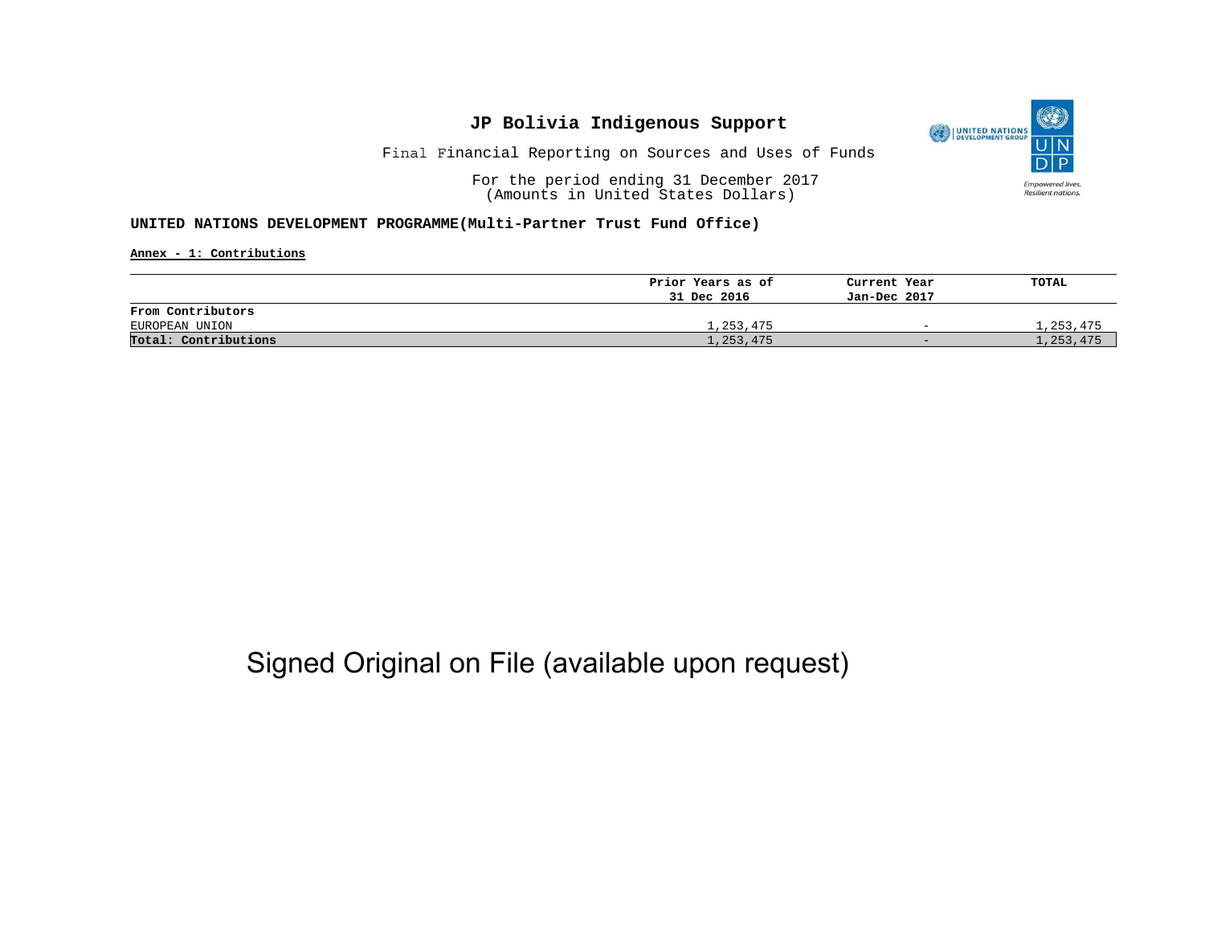# JP Bolivia Indigenous Support

Final Financial Reporting on Sources and Uses of Funds

For the period ending 31 December 2017
(Amounts in United States Dollars)

**UNITED NATIONS DEVELOPMENT PROGRAMME(Multi-Partner Trust Fund Office)**

**Annex - 1: Contributions**

| | Prior Years as of 31 Dec 2016 | Current Year Jan-Dec 2017 | TOTAL |
|---|---|---|---|
| **From Contributors** | | | |
| EUROPEAN UNION | 1,253,475 | - | 1,253,475 |
| **Total: Contributions** | 1,253,475 | - | 1,253,475 |

Signed Original on File (available upon request)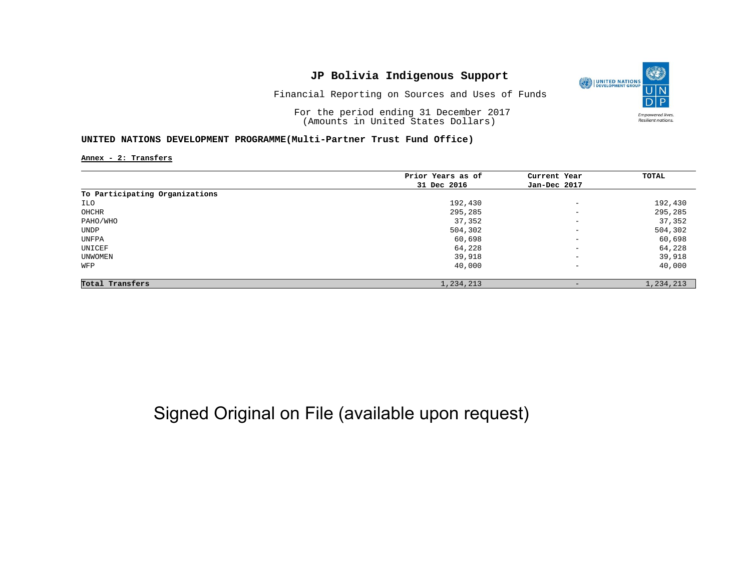# JP Bolivia Indigenous Support

Financial Reporting on Sources and Uses of Funds

For the period ending 31 December 2017
(Amounts in United States Dollars)

**UNITED NATIONS DEVELOPMENT PROGRAMME(Multi-Partner Trust Fund Office)**

Annex - 2: Transfers

| | Prior Years as of 31 Dec 2016 | Current Year Jan-Dec 2017 | TOTAL |
|---|---|---|---|
| **To Participating Organizations** | | | |
| ILO | 192,430 | - | 192,430 |
| OHCHR | 295,285 | - | 295,285 |
| PAHO/WHO | 37,352 | - | 37,352 |
| UNDP | 504,302 | - | 504,302 |
| UNFPA | 60,698 | - | 60,698 |
| UNICEF | 64,228 | - | 64,228 |
| UNWOMEN | 39,918 | - | 39,918 |
| WFP | 40,000 | - | 40,000 |
| **Total Transfers** | 1,234,213 | - | 1,234,213 |

Signed Original on File (available upon request)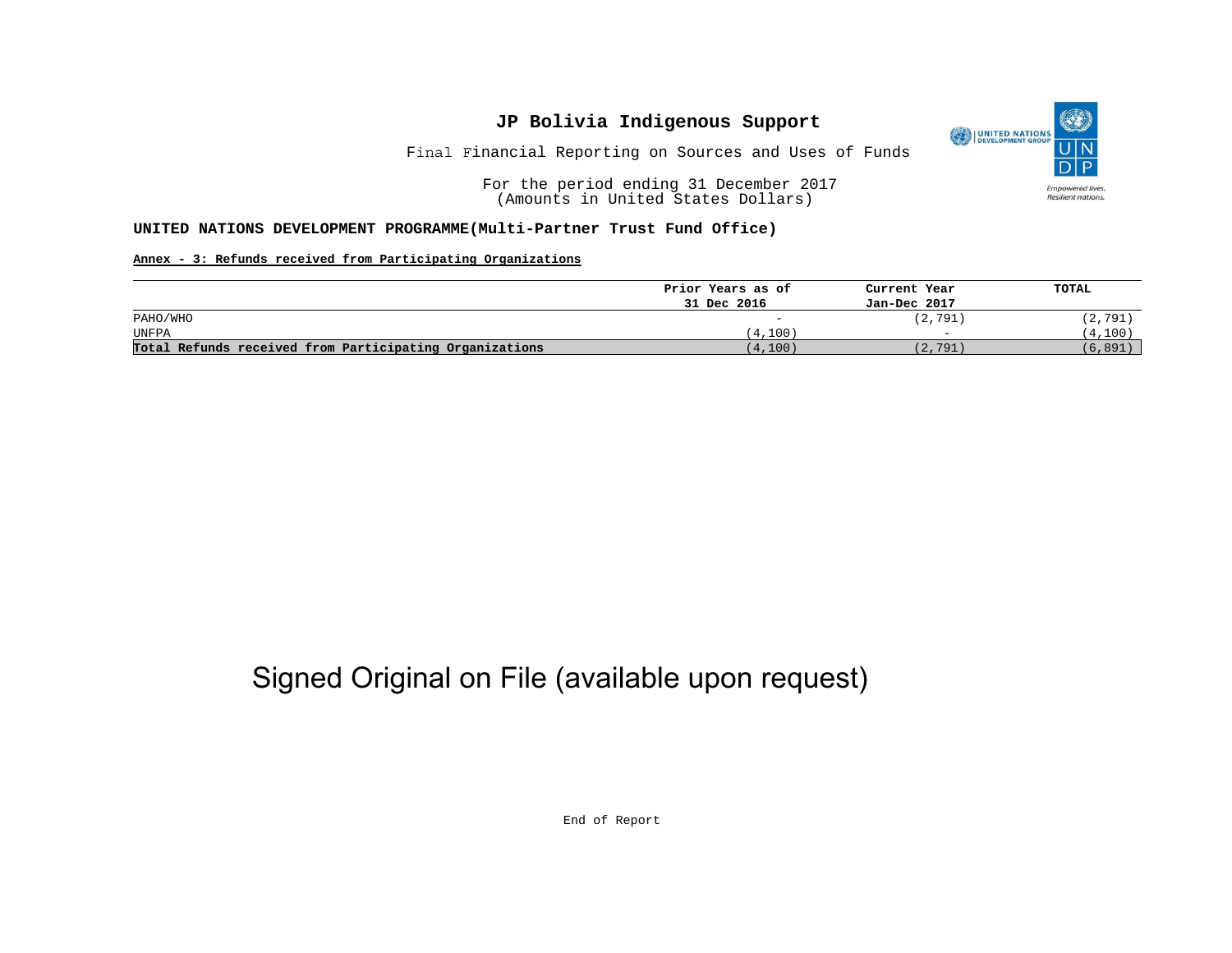# JP Bolivia Indigenous Support

Final Financial Reporting on Sources and Uses of Funds

For the period ending 31 December 2017
(Amounts in United States Dollars)

**UNITED NATIONS DEVELOPMENT PROGRAMME(Multi-Partner Trust Fund Office)**

**Annex - 3: Refunds received from Participating Organizations**

| | Prior Years as of 31 Dec 2016 | Current Year Jan-Dec 2017 | TOTAL |
|---|---|---|---|
| PAHO/WHO | - | (2,791) | (2,791) |
| UNFPA | (4,100) | - | (4,100) |
| **Total Refunds received from Participating Organizations** | (4,100) | (2,791) | (6,891) |

Signed Original on File (available upon request)

End of Report